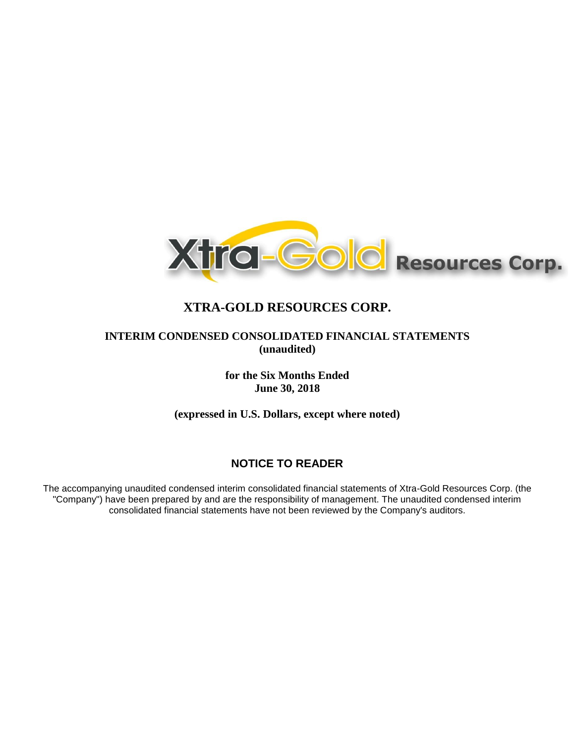# XTRA-GOLD RESOURCES CORP.

## INTERIM CONDENSED CONSOLIDATED FINANCIAL STATEMENTS
**(unaudited)**

**for the Six Months Ended**
**June 30, 2018**

**(expressed in U.S. Dollars, except where noted)**

## NOTICE TO READER

The accompanying unaudited condensed interim consolidated financial statements of Xtra-Gold Resources Corp. (the "Company") have been prepared by and are the responsibility of management. The unaudited condensed interim consolidated financial statements have not been reviewed by the Company's auditors.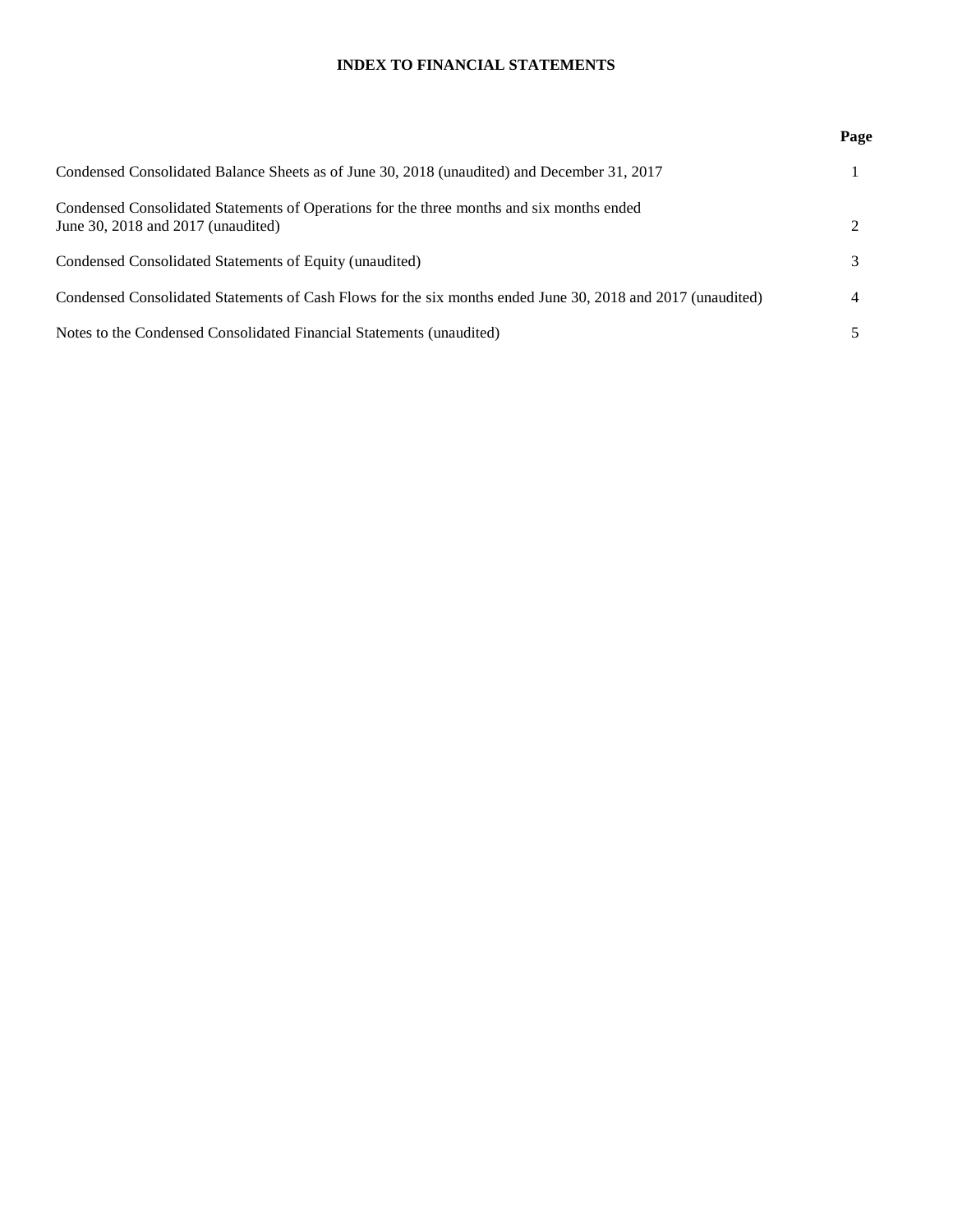# INDEX TO FINANCIAL STATEMENTS

| | Page |
|---|---|
| Condensed Consolidated Balance Sheets as of June 30, 2018 (unaudited) and December 31, 2017 | 1 |
| Condensed Consolidated Statements of Operations for the three months and six months ended June 30, 2018 and 2017 (unaudited) | 2 |
| Condensed Consolidated Statements of Equity (unaudited) | 3 |
| Condensed Consolidated Statements of Cash Flows for the six months ended June 30, 2018 and 2017 (unaudited) | 4 |
| Notes to the Condensed Consolidated Financial Statements (unaudited) | 5 |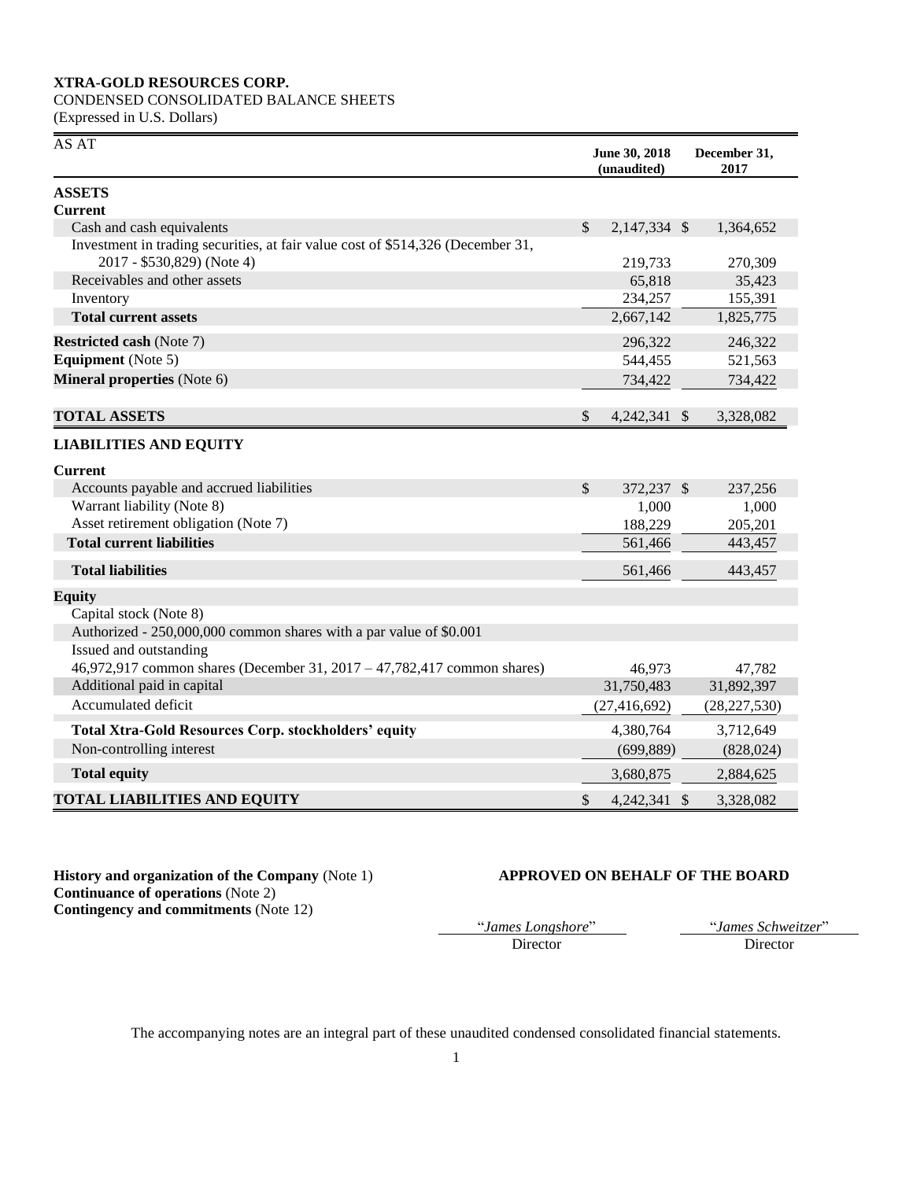**XTRA-GOLD RESOURCES CORP.**

CONDENSED CONSOLIDATED BALANCE SHEETS

(Expressed in U.S. Dollars)

| AS AT | June 30, 2018 (unaudited) | December 31, 2017 |
|---|---|---|
| **ASSETS** | | |
| **Current** | | |
| Cash and cash equivalents | $ 2,147,334 | $ 1,364,652 |
| Investment in trading securities, at fair value cost of $514,326 (December 31, 2017 - $530,829) (Note 4) | 219,733 | 270,309 |
| Receivables and other assets | 65,818 | 35,423 |
| Inventory | 234,257 | 155,391 |
| **Total current assets** | 2,667,142 | 1,825,775 |
| **Restricted cash** (Note 7) | 296,322 | 246,322 |
| **Equipment** (Note 5) | 544,455 | 521,563 |
| **Mineral properties** (Note 6) | 734,422 | 734,422 |
| **TOTAL ASSETS** | $ 4,242,341 | $ 3,328,082 |
| **LIABILITIES AND EQUITY** | | |
| **Current** | | |
| Accounts payable and accrued liabilities | $ 372,237 | $ 237,256 |
| Warrant liability (Note 8) | 1,000 | 1,000 |
| Asset retirement obligation (Note 7) | 188,229 | 205,201 |
| **Total current liabilities** | 561,466 | 443,457 |
| **Total liabilities** | 561,466 | 443,457 |
| **Equity** | | |
| Capital stock (Note 8) | | |
| Authorized - 250,000,000 common shares with a par value of $0.001 | | |
| Issued and outstanding | | |
| 46,972,917 common shares (December 31, 2017 – 47,782,417 common shares) | 46,973 | 47,782 |
| Additional paid in capital | 31,750,483 | 31,892,397 |
| Accumulated deficit | (27,416,692) | (28,227,530) |
| **Total Xtra-Gold Resources Corp. stockholders' equity** | 4,380,764 | 3,712,649 |
| Non-controlling interest | (699,889) | (828,024) |
| **Total equity** | 3,680,875 | 2,884,625 |
| **TOTAL LIABILITIES AND EQUITY** | $ 4,242,341 | $ 3,328,082 |

**History and organization of the Company** (Note 1)
**Continuance of operations** (Note 2)
**Contingency and commitments** (Note 12)

**APPROVED ON BEHALF OF THE BOARD**

"*James Longshore*"
Director

"*James Schweitzer*"
Director

The accompanying notes are an integral part of these unaudited condensed consolidated financial statements.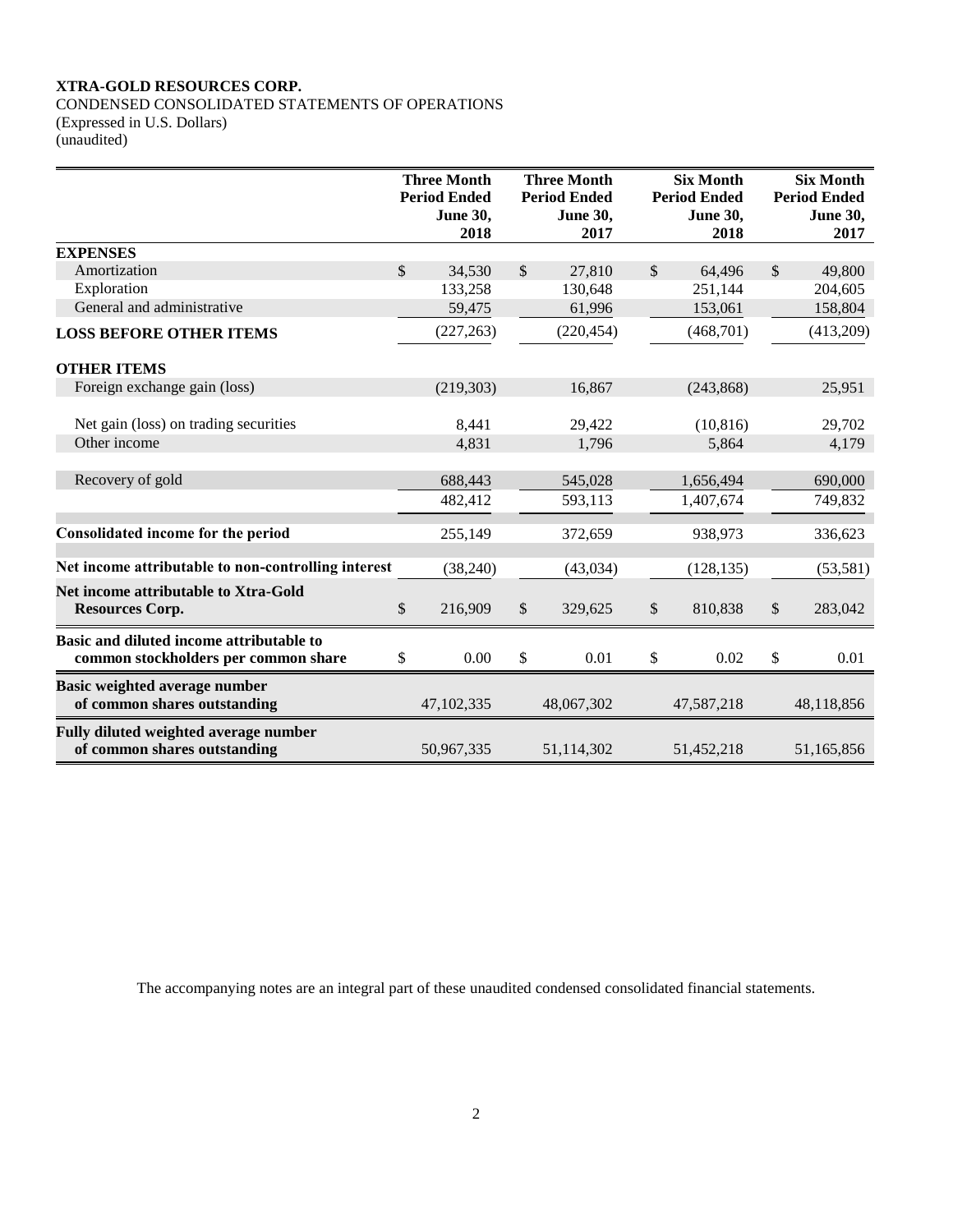**XTRA-GOLD RESOURCES CORP.**
CONDENSED CONSOLIDATED STATEMENTS OF OPERATIONS
(Expressed in U.S. Dollars)
(unaudited)

| | Three Month Period Ended June 30, 2018 | Three Month Period Ended June 30, 2017 | Six Month Period Ended June 30, 2018 | Six Month Period Ended June 30, 2017 |
|---|---|---|---|---|
| **EXPENSES** | | | | |
| Amortization | $ 34,530 | $ 27,810 | $ 64,496 | $ 49,800 |
| Exploration | 133,258 | 130,648 | 251,144 | 204,605 |
| General and administrative | 59,475 | 61,996 | 153,061 | 158,804 |
| **LOSS BEFORE OTHER ITEMS** | (227,263) | (220,454) | (468,701) | (413,209) |
| **OTHER ITEMS** | | | | |
| Foreign exchange gain (loss) | (219,303) | 16,867 | (243,868) | 25,951 |
| Net gain (loss) on trading securities | 8,441 | 29,422 | (10,816) | 29,702 |
| Other income | 4,831 | 1,796 | 5,864 | 4,179 |
| Recovery of gold | 688,443 | 545,028 | 1,656,494 | 690,000 |
| | 482,412 | 593,113 | 1,407,674 | 749,832 |
| **Consolidated income for the period** | 255,149 | 372,659 | 938,973 | 336,623 |
| **Net income attributable to non-controlling interest** | (38,240) | (43,034) | (128,135) | (53,581) |
| **Net income attributable to Xtra-Gold Resources Corp.** | $ 216,909 | $ 329,625 | $ 810,838 | $ 283,042 |
| **Basic and diluted income attributable to common stockholders per common share** | $ 0.00 | $ 0.01 | $ 0.02 | $ 0.01 |
| **Basic weighted average number of common shares outstanding** | 47,102,335 | 48,067,302 | 47,587,218 | 48,118,856 |
| **Fully diluted weighted average number of common shares outstanding** | 50,967,335 | 51,114,302 | 51,452,218 | 51,165,856 |

The accompanying notes are an integral part of these unaudited condensed consolidated financial statements.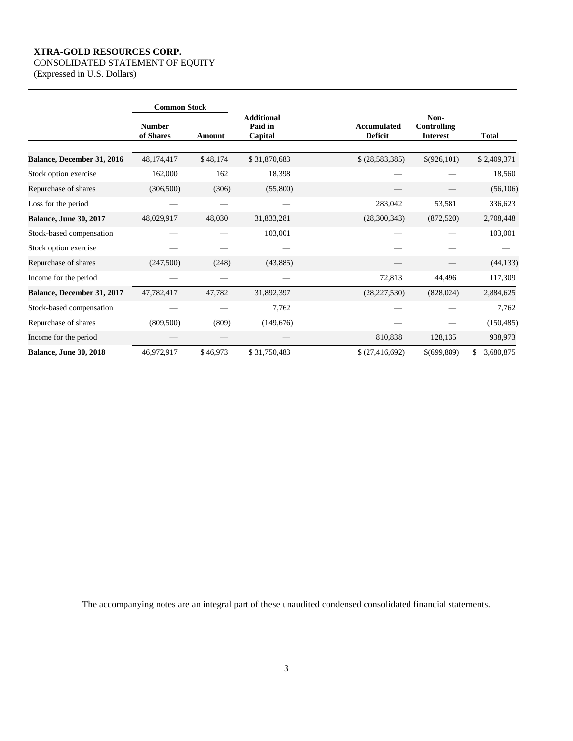**XTRA-GOLD RESOURCES CORP.**
CONSOLIDATED STATEMENT OF EQUITY
(Expressed in U.S. Dollars)

| | Common Stock | | | | | |
|---|---|---|---|---|---|---|
| | Number of Shares | Amount | Additional Paid in Capital | Accumulated Deficit | Non-Controlling Interest | Total |
| **Balance, December 31, 2016** | 48,174,417 | $ 48,174 | $ 31,870,683 | $ (28,583,385) | $(926,101) | $ 2,409,371 |
| Stock option exercise | 162,000 | 162 | 18,398 | — | — | 18,560 |
| Repurchase of shares | (306,500) | (306) | (55,800) | — | — | (56,106) |
| Loss for the period | — | — | — | 283,042 | 53,581 | 336,623 |
| **Balance, June 30, 2017** | 48,029,917 | 48,030 | 31,833,281 | (28,300,343) | (872,520) | 2,708,448 |
| Stock-based compensation | — | — | 103,001 | — | — | 103,001 |
| Stock option exercise | — | — | — | — | — | — |
| Repurchase of shares | (247,500) | (248) | (43,885) | — | — | (44,133) |
| Income for the period | — | — | — | 72,813 | 44,496 | 117,309 |
| **Balance, December 31, 2017** | 47,782,417 | 47,782 | 31,892,397 | (28,227,530) | (828,024) | 2,884,625 |
| Stock-based compensation | — | — | 7,762 | — | — | 7,762 |
| Repurchase of shares | (809,500) | (809) | (149,676) | — | — | (150,485) |
| Income for the period | — | — | — | 810,838 | 128,135 | 938,973 |
| **Balance, June 30, 2018** | 46,972,917 | $ 46,973 | $ 31,750,483 | $ (27,416,692) | $(699,889) | $ 3,680,875 |

The accompanying notes are an integral part of these unaudited condensed consolidated financial statements.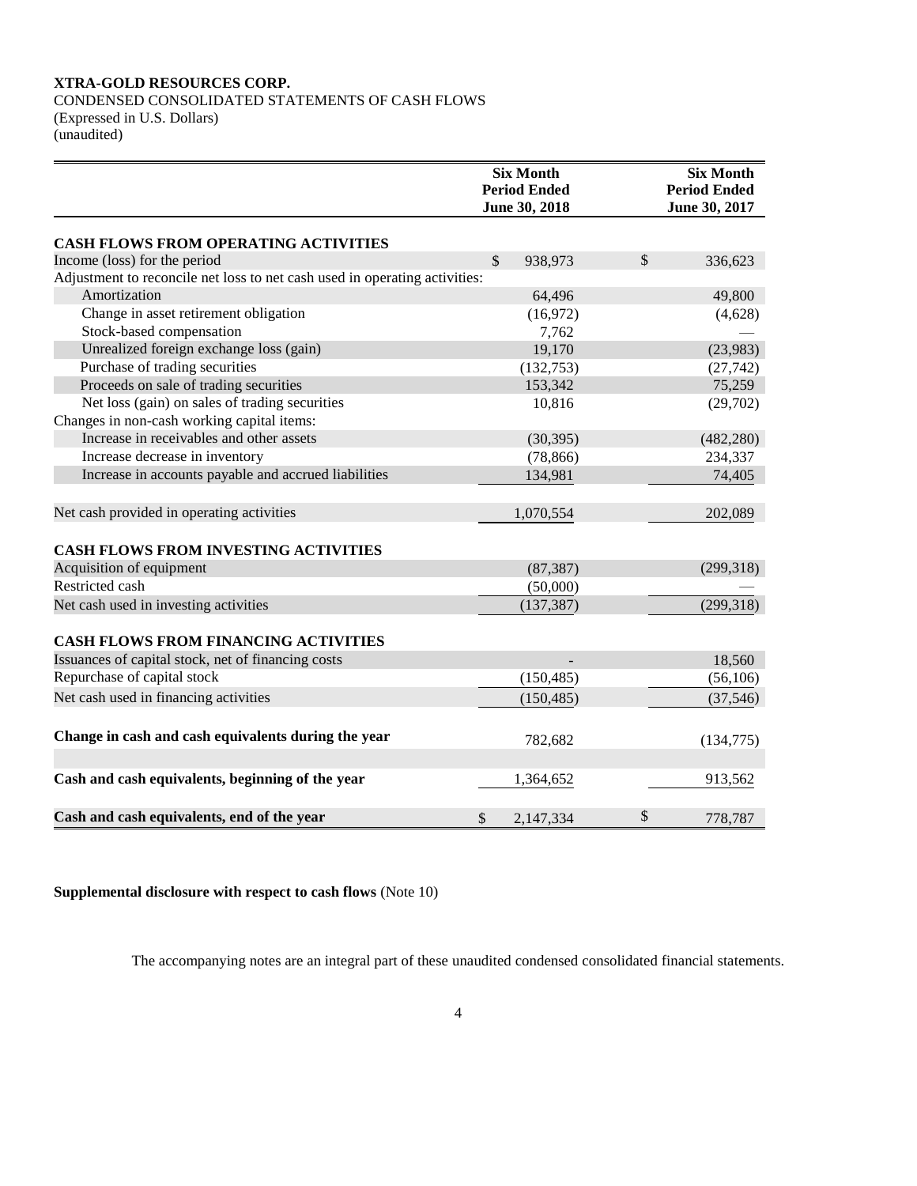**XTRA-GOLD RESOURCES CORP.**
CONDENSED CONSOLIDATED STATEMENTS OF CASH FLOWS
(Expressed in U.S. Dollars)
(unaudited)

| | Six Month Period Ended June 30, 2018 | Six Month Period Ended June 30, 2017 |
|---|---|---|
| **CASH FLOWS FROM OPERATING ACTIVITIES** | | |
| Income (loss) for the period | $ 938,973 | $ 336,623 |
| Adjustment to reconcile net loss to net cash used in operating activities: | | |
| Amortization | 64,496 | 49,800 |
| Change in asset retirement obligation | (16,972) | (4,628) |
| Stock-based compensation | 7,762 | — |
| Unrealized foreign exchange loss (gain) | 19,170 | (23,983) |
| Purchase of trading securities | (132,753) | (27,742) |
| Proceeds on sale of trading securities | 153,342 | 75,259 |
| Net loss (gain) on sales of trading securities | 10,816 | (29,702) |
| Changes in non-cash working capital items: | | |
| Increase in receivables and other assets | (30,395) | (482,280) |
| Increase decrease in inventory | (78,866) | 234,337 |
| Increase in accounts payable and accrued liabilities | 134,981 | 74,405 |
| Net cash provided in operating activities | 1,070,554 | 202,089 |
| **CASH FLOWS FROM INVESTING ACTIVITIES** | | |
| Acquisition of equipment | (87,387) | (299,318) |
| Restricted cash | (50,000) | — |
| Net cash used in investing activities | (137,387) | (299,318) |
| **CASH FLOWS FROM FINANCING ACTIVITIES** | | |
| Issuances of capital stock, net of financing costs | - | 18,560 |
| Repurchase of capital stock | (150,485) | (56,106) |
| Net cash used in financing activities | (150,485) | (37,546) |
| **Change in cash and cash equivalents during the year** | 782,682 | (134,775) |
| **Cash and cash equivalents, beginning of the year** | 1,364,652 | 913,562 |
| **Cash and cash equivalents, end of the year** | $ 2,147,334 | $ 778,787 |

**Supplemental disclosure with respect to cash flows** (Note 10)

The accompanying notes are an integral part of these unaudited condensed consolidated financial statements.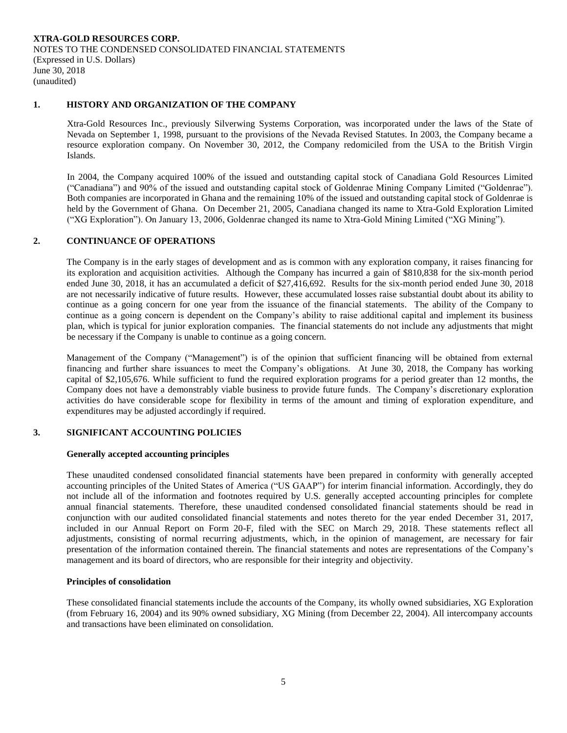**XTRA-GOLD RESOURCES CORP.**
NOTES TO THE CONDENSED CONSOLIDATED FINANCIAL STATEMENTS
(Expressed in U.S. Dollars)
June 30, 2018
(unaudited)

## 1. HISTORY AND ORGANIZATION OF THE COMPANY

Xtra-Gold Resources Inc., previously Silverwing Systems Corporation, was incorporated under the laws of the State of Nevada on September 1, 1998, pursuant to the provisions of the Nevada Revised Statutes. In 2003, the Company became a resource exploration company. On November 30, 2012, the Company redomiciled from the USA to the British Virgin Islands.

In 2004, the Company acquired 100% of the issued and outstanding capital stock of Canadiana Gold Resources Limited ("Canadiana") and 90% of the issued and outstanding capital stock of Goldenrae Mining Company Limited ("Goldenrae"). Both companies are incorporated in Ghana and the remaining 10% of the issued and outstanding capital stock of Goldenrae is held by the Government of Ghana. On December 21, 2005, Canadiana changed its name to Xtra-Gold Exploration Limited ("XG Exploration"). On January 13, 2006, Goldenrae changed its name to Xtra-Gold Mining Limited ("XG Mining").

## 2. CONTINUANCE OF OPERATIONS

The Company is in the early stages of development and as is common with any exploration company, it raises financing for its exploration and acquisition activities. Although the Company has incurred a gain of $810,838 for the six-month period ended June 30, 2018, it has an accumulated a deficit of $27,416,692. Results for the six-month period ended June 30, 2018 are not necessarily indicative of future results. However, these accumulated losses raise substantial doubt about its ability to continue as a going concern for one year from the issuance of the financial statements. The ability of the Company to continue as a going concern is dependent on the Company's ability to raise additional capital and implement its business plan, which is typical for junior exploration companies. The financial statements do not include any adjustments that might be necessary if the Company is unable to continue as a going concern.

Management of the Company ("Management") is of the opinion that sufficient financing will be obtained from external financing and further share issuances to meet the Company's obligations. At June 30, 2018, the Company has working capital of $2,105,676. While sufficient to fund the required exploration programs for a period greater than 12 months, the Company does not have a demonstrably viable business to provide future funds. The Company's discretionary exploration activities do have considerable scope for flexibility in terms of the amount and timing of exploration expenditure, and expenditures may be adjusted accordingly if required.

## 3. SIGNIFICANT ACCOUNTING POLICIES

### Generally accepted accounting principles

These unaudited condensed consolidated financial statements have been prepared in conformity with generally accepted accounting principles of the United States of America ("US GAAP") for interim financial information. Accordingly, they do not include all of the information and footnotes required by U.S. generally accepted accounting principles for complete annual financial statements. Therefore, these unaudited condensed consolidated financial statements should be read in conjunction with our audited consolidated financial statements and notes thereto for the year ended December 31, 2017, included in our Annual Report on Form 20-F, filed with the SEC on March 29, 2018. These statements reflect all adjustments, consisting of normal recurring adjustments, which, in the opinion of management, are necessary for fair presentation of the information contained therein. The financial statements and notes are representations of the Company's management and its board of directors, who are responsible for their integrity and objectivity.

### Principles of consolidation

These consolidated financial statements include the accounts of the Company, its wholly owned subsidiaries, XG Exploration (from February 16, 2004) and its 90% owned subsidiary, XG Mining (from December 22, 2004). All intercompany accounts and transactions have been eliminated on consolidation.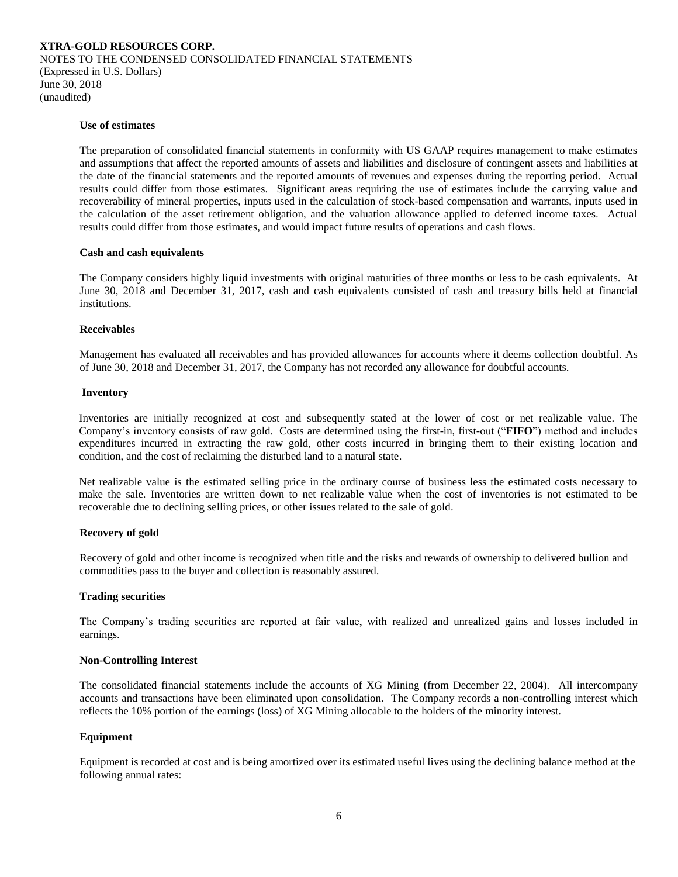**Use of estimates**

The preparation of consolidated financial statements in conformity with US GAAP requires management to make estimates and assumptions that affect the reported amounts of assets and liabilities and disclosure of contingent assets and liabilities at the date of the financial statements and the reported amounts of revenues and expenses during the reporting period. Actual results could differ from those estimates. Significant areas requiring the use of estimates include the carrying value and recoverability of mineral properties, inputs used in the calculation of stock-based compensation and warrants, inputs used in the calculation of the asset retirement obligation, and the valuation allowance applied to deferred income taxes. Actual results could differ from those estimates, and would impact future results of operations and cash flows.

**Cash and cash equivalents**

The Company considers highly liquid investments with original maturities of three months or less to be cash equivalents. At June 30, 2018 and December 31, 2017, cash and cash equivalents consisted of cash and treasury bills held at financial institutions.

**Receivables**

Management has evaluated all receivables and has provided allowances for accounts where it deems collection doubtful. As of June 30, 2018 and December 31, 2017, the Company has not recorded any allowance for doubtful accounts.

**Inventory**

Inventories are initially recognized at cost and subsequently stated at the lower of cost or net realizable value. The Company's inventory consists of raw gold. Costs are determined using the first-in, first-out ("**FIFO**") method and includes expenditures incurred in extracting the raw gold, other costs incurred in bringing them to their existing location and condition, and the cost of reclaiming the disturbed land to a natural state.

Net realizable value is the estimated selling price in the ordinary course of business less the estimated costs necessary to make the sale. Inventories are written down to net realizable value when the cost of inventories is not estimated to be recoverable due to declining selling prices, or other issues related to the sale of gold.

**Recovery of gold**

Recovery of gold and other income is recognized when title and the risks and rewards of ownership to delivered bullion and commodities pass to the buyer and collection is reasonably assured.

**Trading securities**

The Company's trading securities are reported at fair value, with realized and unrealized gains and losses included in earnings.

**Non-Controlling Interest**

The consolidated financial statements include the accounts of XG Mining (from December 22, 2004). All intercompany accounts and transactions have been eliminated upon consolidation. The Company records a non-controlling interest which reflects the 10% portion of the earnings (loss) of XG Mining allocable to the holders of the minority interest.

**Equipment**

Equipment is recorded at cost and is being amortized over its estimated useful lives using the declining balance method at the following annual rates: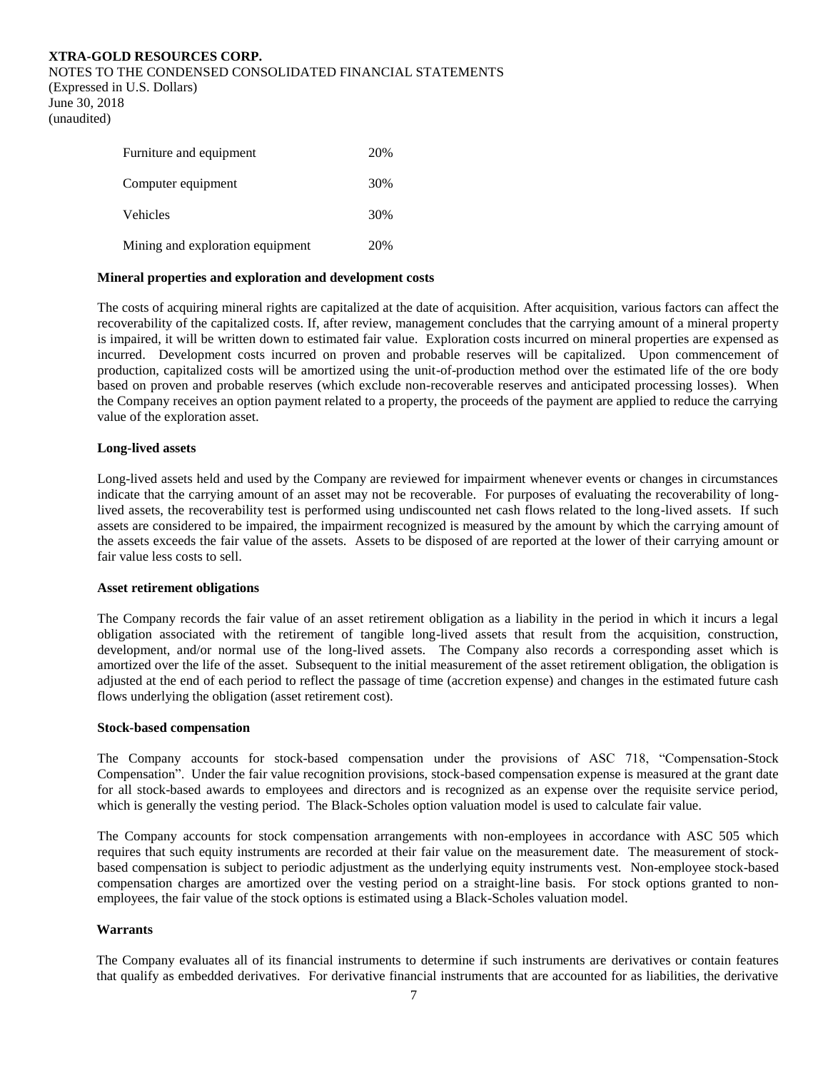| | |
|---|---|
| Furniture and equipment | 20% |
| Computer equipment | 30% |
| Vehicles | 30% |
| Mining and exploration equipment | 20% |

**Mineral properties and exploration and development costs**

The costs of acquiring mineral rights are capitalized at the date of acquisition. After acquisition, various factors can affect the recoverability of the capitalized costs. If, after review, management concludes that the carrying amount of a mineral property is impaired, it will be written down to estimated fair value. Exploration costs incurred on mineral properties are expensed as incurred. Development costs incurred on proven and probable reserves will be capitalized. Upon commencement of production, capitalized costs will be amortized using the unit-of-production method over the estimated life of the ore body based on proven and probable reserves (which exclude non-recoverable reserves and anticipated processing losses). When the Company receives an option payment related to a property, the proceeds of the payment are applied to reduce the carrying value of the exploration asset.

**Long-lived assets**

Long-lived assets held and used by the Company are reviewed for impairment whenever events or changes in circumstances indicate that the carrying amount of an asset may not be recoverable. For purposes of evaluating the recoverability of long-lived assets, the recoverability test is performed using undiscounted net cash flows related to the long-lived assets. If such assets are considered to be impaired, the impairment recognized is measured by the amount by which the carrying amount of the assets exceeds the fair value of the assets. Assets to be disposed of are reported at the lower of their carrying amount or fair value less costs to sell.

**Asset retirement obligations**

The Company records the fair value of an asset retirement obligation as a liability in the period in which it incurs a legal obligation associated with the retirement of tangible long-lived assets that result from the acquisition, construction, development, and/or normal use of the long-lived assets. The Company also records a corresponding asset which is amortized over the life of the asset. Subsequent to the initial measurement of the asset retirement obligation, the obligation is adjusted at the end of each period to reflect the passage of time (accretion expense) and changes in the estimated future cash flows underlying the obligation (asset retirement cost).

**Stock-based compensation**

The Company accounts for stock-based compensation under the provisions of ASC 718, "Compensation-Stock Compensation". Under the fair value recognition provisions, stock-based compensation expense is measured at the grant date for all stock-based awards to employees and directors and is recognized as an expense over the requisite service period, which is generally the vesting period. The Black-Scholes option valuation model is used to calculate fair value.

The Company accounts for stock compensation arrangements with non-employees in accordance with ASC 505 which requires that such equity instruments are recorded at their fair value on the measurement date. The measurement of stock-based compensation is subject to periodic adjustment as the underlying equity instruments vest. Non-employee stock-based compensation charges are amortized over the vesting period on a straight-line basis. For stock options granted to non-employees, the fair value of the stock options is estimated using a Black-Scholes valuation model.

**Warrants**

The Company evaluates all of its financial instruments to determine if such instruments are derivatives or contain features that qualify as embedded derivatives. For derivative financial instruments that are accounted for as liabilities, the derivative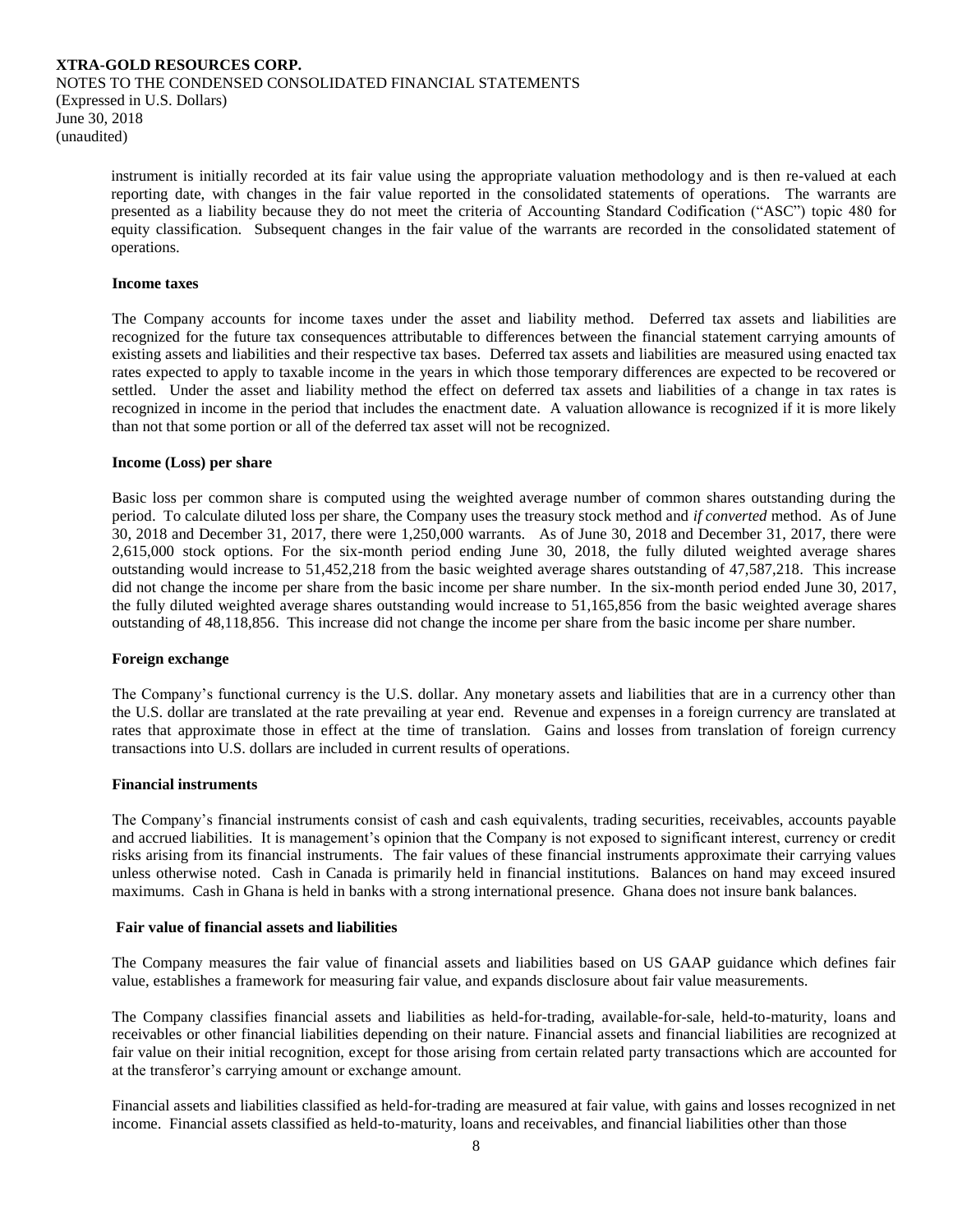instrument is initially recorded at its fair value using the appropriate valuation methodology and is then re-valued at each reporting date, with changes in the fair value reported in the consolidated statements of operations. The warrants are presented as a liability because they do not meet the criteria of Accounting Standard Codification ("ASC") topic 480 for equity classification. Subsequent changes in the fair value of the warrants are recorded in the consolidated statement of operations.

**Income taxes**

The Company accounts for income taxes under the asset and liability method. Deferred tax assets and liabilities are recognized for the future tax consequences attributable to differences between the financial statement carrying amounts of existing assets and liabilities and their respective tax bases. Deferred tax assets and liabilities are measured using enacted tax rates expected to apply to taxable income in the years in which those temporary differences are expected to be recovered or settled. Under the asset and liability method the effect on deferred tax assets and liabilities of a change in tax rates is recognized in income in the period that includes the enactment date. A valuation allowance is recognized if it is more likely than not that some portion or all of the deferred tax asset will not be recognized.

**Income (Loss) per share**

Basic loss per common share is computed using the weighted average number of common shares outstanding during the period. To calculate diluted loss per share, the Company uses the treasury stock method and *if converted* method. As of June 30, 2018 and December 31, 2017, there were 1,250,000 warrants. As of June 30, 2018 and December 31, 2017, there were 2,615,000 stock options. For the six-month period ending June 30, 2018, the fully diluted weighted average shares outstanding would increase to 51,452,218 from the basic weighted average shares outstanding of 47,587,218. This increase did not change the income per share from the basic income per share number. In the six-month period ended June 30, 2017, the fully diluted weighted average shares outstanding would increase to 51,165,856 from the basic weighted average shares outstanding of 48,118,856. This increase did not change the income per share from the basic income per share number.

**Foreign exchange**

The Company's functional currency is the U.S. dollar. Any monetary assets and liabilities that are in a currency other than the U.S. dollar are translated at the rate prevailing at year end. Revenue and expenses in a foreign currency are translated at rates that approximate those in effect at the time of translation. Gains and losses from translation of foreign currency transactions into U.S. dollars are included in current results of operations.

**Financial instruments**

The Company's financial instruments consist of cash and cash equivalents, trading securities, receivables, accounts payable and accrued liabilities. It is management's opinion that the Company is not exposed to significant interest, currency or credit risks arising from its financial instruments. The fair values of these financial instruments approximate their carrying values unless otherwise noted. Cash in Canada is primarily held in financial institutions. Balances on hand may exceed insured maximums. Cash in Ghana is held in banks with a strong international presence. Ghana does not insure bank balances.

**Fair value of financial assets and liabilities**

The Company measures the fair value of financial assets and liabilities based on US GAAP guidance which defines fair value, establishes a framework for measuring fair value, and expands disclosure about fair value measurements.

The Company classifies financial assets and liabilities as held-for-trading, available-for-sale, held-to-maturity, loans and receivables or other financial liabilities depending on their nature. Financial assets and financial liabilities are recognized at fair value on their initial recognition, except for those arising from certain related party transactions which are accounted for at the transferor's carrying amount or exchange amount.

Financial assets and liabilities classified as held-for-trading are measured at fair value, with gains and losses recognized in net income. Financial assets classified as held-to-maturity, loans and receivables, and financial liabilities other than those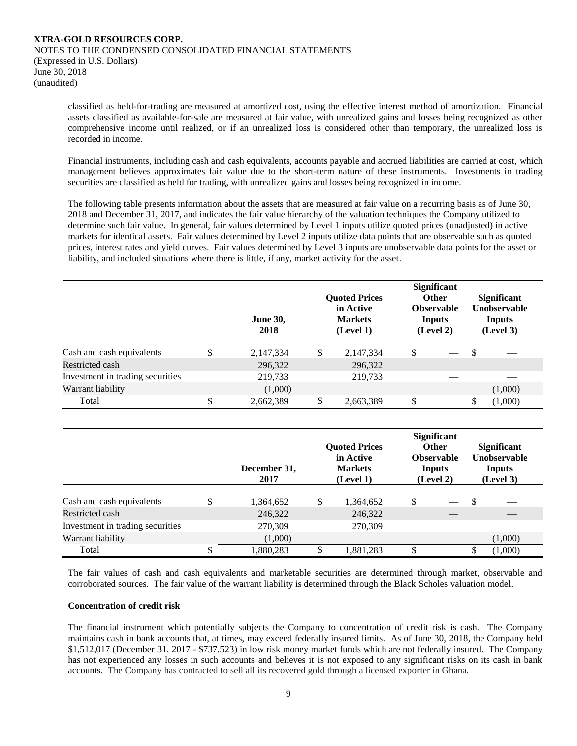classified as held-for-trading are measured at amortized cost, using the effective interest method of amortization. Financial assets classified as available-for-sale are measured at fair value, with unrealized gains and losses being recognized as other comprehensive income until realized, or if an unrealized loss is considered other than temporary, the unrealized loss is recorded in income.

Financial instruments, including cash and cash equivalents, accounts payable and accrued liabilities are carried at cost, which management believes approximates fair value due to the short-term nature of these instruments. Investments in trading securities are classified as held for trading, with unrealized gains and losses being recognized in income.

The following table presents information about the assets that are measured at fair value on a recurring basis as of June 30, 2018 and December 31, 2017, and indicates the fair value hierarchy of the valuation techniques the Company utilized to determine such fair value. In general, fair values determined by Level 1 inputs utilize quoted prices (unadjusted) in active markets for identical assets. Fair values determined by Level 2 inputs utilize data points that are observable such as quoted prices, interest rates and yield curves. Fair values determined by Level 3 inputs are unobservable data points for the asset or liability, and included situations where there is little, if any, market activity for the asset.

| | June 30, 2018 | Quoted Prices in Active Markets (Level 1) | Significant Other Observable Inputs (Level 2) | Significant Unobservable Inputs (Level 3) |
|---|---|---|---|---|
| Cash and cash equivalents | $ 2,147,334 | $ 2,147,334 | $ — | $ — |
| Restricted cash | 296,322 | 296,322 | — | — |
| Investment in trading securities | 219,733 | 219,733 | — | — |
| Warrant liability | (1,000) | — | — | (1,000) |
| Total | $ 2,662,389 | $ 2,663,389 | $ — | $ (1,000) |

| | December 31, 2017 | Quoted Prices in Active Markets (Level 1) | Significant Other Observable Inputs (Level 2) | Significant Unobservable Inputs (Level 3) |
|---|---|---|---|---|
| Cash and cash equivalents | $ 1,364,652 | $ 1,364,652 | $ — | $ — |
| Restricted cash | 246,322 | 246,322 | — | — |
| Investment in trading securities | 270,309 | 270,309 | — | — |
| Warrant liability | (1,000) | — | — | (1,000) |
| Total | $ 1,880,283 | $ 1,881,283 | $ — | $ (1,000) |

The fair values of cash and cash equivalents and marketable securities are determined through market, observable and corroborated sources. The fair value of the warrant liability is determined through the Black Scholes valuation model.

**Concentration of credit risk**

The financial instrument which potentially subjects the Company to concentration of credit risk is cash. The Company maintains cash in bank accounts that, at times, may exceed federally insured limits. As of June 30, 2018, the Company held $1,512,017 (December 31, 2017 - $737,523) in low risk money market funds which are not federally insured. The Company has not experienced any losses in such accounts and believes it is not exposed to any significant risks on its cash in bank accounts. The Company has contracted to sell all its recovered gold through a licensed exporter in Ghana.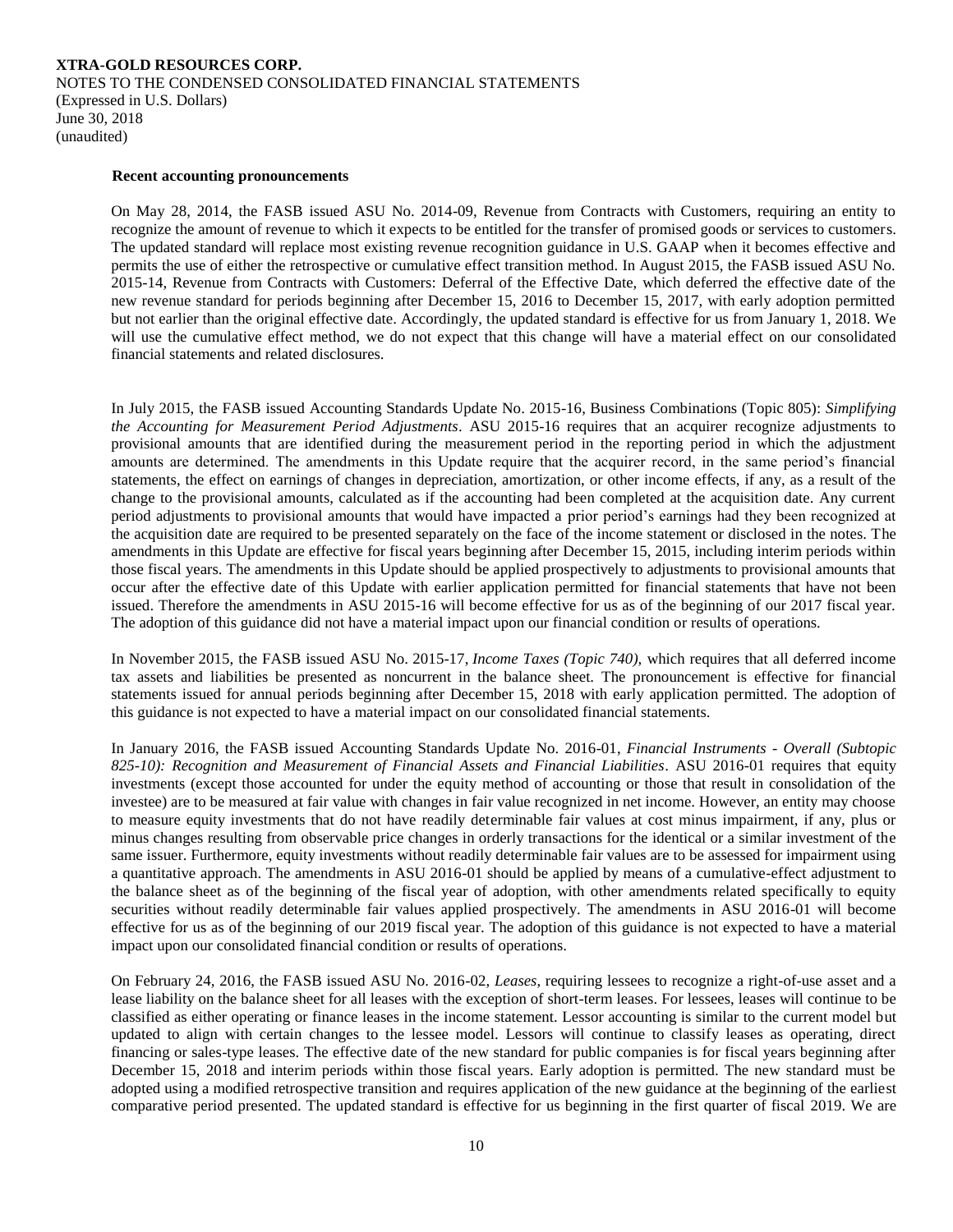**Recent accounting pronouncements**

On May 28, 2014, the FASB issued ASU No. 2014-09, Revenue from Contracts with Customers, requiring an entity to recognize the amount of revenue to which it expects to be entitled for the transfer of promised goods or services to customers. The updated standard will replace most existing revenue recognition guidance in U.S. GAAP when it becomes effective and permits the use of either the retrospective or cumulative effect transition method. In August 2015, the FASB issued ASU No. 2015-14, Revenue from Contracts with Customers: Deferral of the Effective Date, which deferred the effective date of the new revenue standard for periods beginning after December 15, 2016 to December 15, 2017, with early adoption permitted but not earlier than the original effective date. Accordingly, the updated standard is effective for us from January 1, 2018. We will use the cumulative effect method, we do not expect that this change will have a material effect on our consolidated financial statements and related disclosures.

In July 2015, the FASB issued Accounting Standards Update No. 2015-16, Business Combinations (Topic 805): *Simplifying the Accounting for Measurement Period Adjustments*. ASU 2015-16 requires that an acquirer recognize adjustments to provisional amounts that are identified during the measurement period in the reporting period in which the adjustment amounts are determined. The amendments in this Update require that the acquirer record, in the same period's financial statements, the effect on earnings of changes in depreciation, amortization, or other income effects, if any, as a result of the change to the provisional amounts, calculated as if the accounting had been completed at the acquisition date. Any current period adjustments to provisional amounts that would have impacted a prior period's earnings had they been recognized at the acquisition date are required to be presented separately on the face of the income statement or disclosed in the notes. The amendments in this Update are effective for fiscal years beginning after December 15, 2015, including interim periods within those fiscal years. The amendments in this Update should be applied prospectively to adjustments to provisional amounts that occur after the effective date of this Update with earlier application permitted for financial statements that have not been issued. Therefore the amendments in ASU 2015-16 will become effective for us as of the beginning of our 2017 fiscal year. The adoption of this guidance did not have a material impact upon our financial condition or results of operations.

In November 2015, the FASB issued ASU No. 2015-17, *Income Taxes (Topic 740),* which requires that all deferred income tax assets and liabilities be presented as noncurrent in the balance sheet. The pronouncement is effective for financial statements issued for annual periods beginning after December 15, 2018 with early application permitted. The adoption of this guidance is not expected to have a material impact on our consolidated financial statements.

In January 2016, the FASB issued Accounting Standards Update No. 2016-01, *Financial Instruments - Overall (Subtopic 825-10): Recognition and Measurement of Financial Assets and Financial Liabilities*. ASU 2016-01 requires that equity investments (except those accounted for under the equity method of accounting or those that result in consolidation of the investee) are to be measured at fair value with changes in fair value recognized in net income. However, an entity may choose to measure equity investments that do not have readily determinable fair values at cost minus impairment, if any, plus or minus changes resulting from observable price changes in orderly transactions for the identical or a similar investment of the same issuer. Furthermore, equity investments without readily determinable fair values are to be assessed for impairment using a quantitative approach. The amendments in ASU 2016-01 should be applied by means of a cumulative-effect adjustment to the balance sheet as of the beginning of the fiscal year of adoption, with other amendments related specifically to equity securities without readily determinable fair values applied prospectively. The amendments in ASU 2016-01 will become effective for us as of the beginning of our 2019 fiscal year. The adoption of this guidance is not expected to have a material impact upon our consolidated financial condition or results of operations.

On February 24, 2016, the FASB issued ASU No. 2016-02, *Leases*, requiring lessees to recognize a right-of-use asset and a lease liability on the balance sheet for all leases with the exception of short-term leases. For lessees, leases will continue to be classified as either operating or finance leases in the income statement. Lessor accounting is similar to the current model but updated to align with certain changes to the lessee model. Lessors will continue to classify leases as operating, direct financing or sales-type leases. The effective date of the new standard for public companies is for fiscal years beginning after December 15, 2018 and interim periods within those fiscal years. Early adoption is permitted. The new standard must be adopted using a modified retrospective transition and requires application of the new guidance at the beginning of the earliest comparative period presented. The updated standard is effective for us beginning in the first quarter of fiscal 2019. We are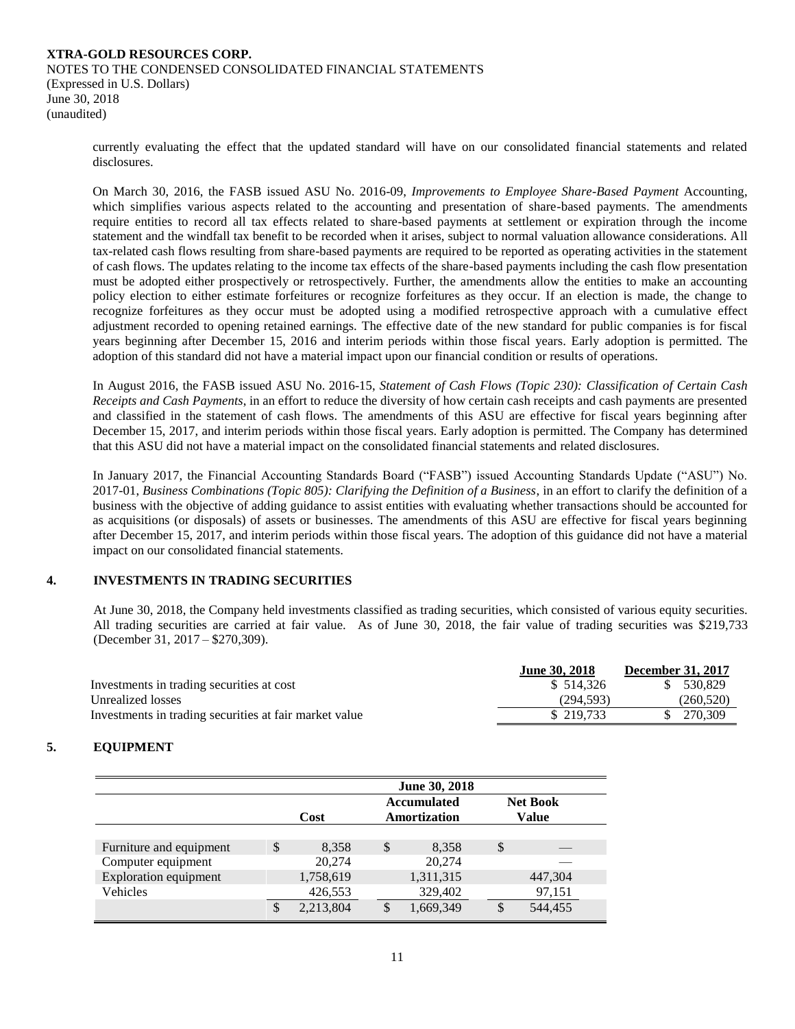currently evaluating the effect that the updated standard will have on our consolidated financial statements and related disclosures.

On March 30, 2016, the FASB issued ASU No. 2016-09, *Improvements to Employee Share-Based Payment* Accounting, which simplifies various aspects related to the accounting and presentation of share-based payments. The amendments require entities to record all tax effects related to share-based payments at settlement or expiration through the income statement and the windfall tax benefit to be recorded when it arises, subject to normal valuation allowance considerations. All tax-related cash flows resulting from share-based payments are required to be reported as operating activities in the statement of cash flows. The updates relating to the income tax effects of the share-based payments including the cash flow presentation must be adopted either prospectively or retrospectively. Further, the amendments allow the entities to make an accounting policy election to either estimate forfeitures or recognize forfeitures as they occur. If an election is made, the change to recognize forfeitures as they occur must be adopted using a modified retrospective approach with a cumulative effect adjustment recorded to opening retained earnings. The effective date of the new standard for public companies is for fiscal years beginning after December 15, 2016 and interim periods within those fiscal years. Early adoption is permitted. The adoption of this standard did not have a material impact upon our financial condition or results of operations.

In August 2016, the FASB issued ASU No. 2016-15, *Statement of Cash Flows (Topic 230): Classification of Certain Cash Receipts and Cash Payments*, in an effort to reduce the diversity of how certain cash receipts and cash payments are presented and classified in the statement of cash flows. The amendments of this ASU are effective for fiscal years beginning after December 15, 2017, and interim periods within those fiscal years. Early adoption is permitted. The Company has determined that this ASU did not have a material impact on the consolidated financial statements and related disclosures.

In January 2017, the Financial Accounting Standards Board ("FASB") issued Accounting Standards Update ("ASU") No. 2017-01, *Business Combinations (Topic 805): Clarifying the Definition of a Business*, in an effort to clarify the definition of a business with the objective of adding guidance to assist entities with evaluating whether transactions should be accounted for as acquisitions (or disposals) of assets or businesses. The amendments of this ASU are effective for fiscal years beginning after December 15, 2017, and interim periods within those fiscal years. The adoption of this guidance did not have a material impact on our consolidated financial statements.

## 4. INVESTMENTS IN TRADING SECURITIES

At June 30, 2018, the Company held investments classified as trading securities, which consisted of various equity securities. All trading securities are carried at fair value. As of June 30, 2018, the fair value of trading securities was $219,733 (December 31, 2017 – $270,309).

| | June 30, 2018 | December 31, 2017 |
|---|---|---|
| Investments in trading securities at cost | $ 514,326 | $ 530,829 |
| Unrealized losses | (294,593) | (260,520) |
| Investments in trading securities at fair market value | $ 219,733 | $ 270,309 |

## 5. EQUIPMENT

| | June 30, 2018 | | |
|---|---|---|---|
| | Cost | Accumulated Amortization | Net Book Value |
| Furniture and equipment | $ 8,358 | $ 8,358 | $ — |
| Computer equipment | 20,274 | 20,274 | — |
| Exploration equipment | 1,758,619 | 1,311,315 | 447,304 |
| Vehicles | 426,553 | 329,402 | 97,151 |
| | $ 2,213,804 | $ 1,669,349 | $ 544,455 |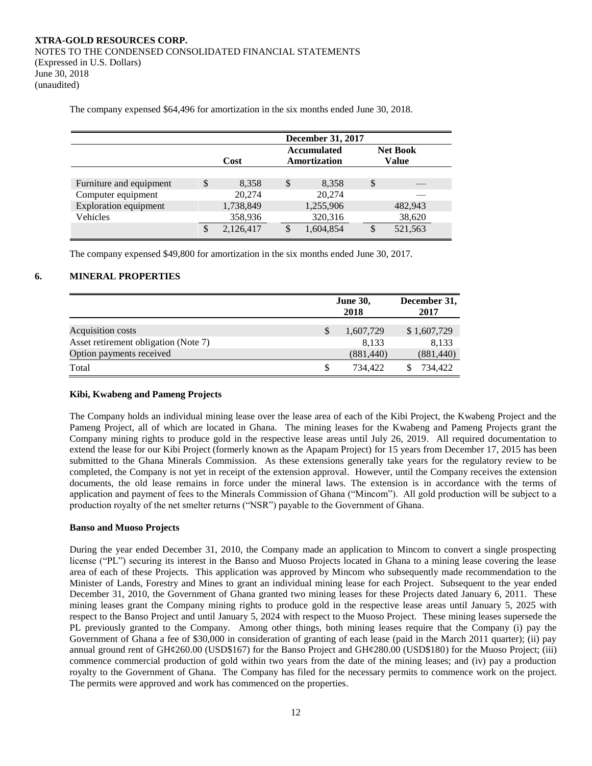The company expensed $64,496 for amortization in the six months ended June 30, 2018.

| | December 31, 2017 | | |
|---|---|---|---|
| | Cost | Accumulated Amortization | Net Book Value |
| Furniture and equipment | $ 8,358 | $ 8,358 | $ — |
| Computer equipment | 20,274 | 20,274 | — |
| Exploration equipment | 1,738,849 | 1,255,906 | 482,943 |
| Vehicles | 358,936 | 320,316 | 38,620 |
| | $ 2,126,417 | $ 1,604,854 | $ 521,563 |

The company expensed $49,800 for amortization in the six months ended June 30, 2017.

## 6. MINERAL PROPERTIES

| | June 30, 2018 | December 31, 2017 |
|---|---|---|
| Acquisition costs | $ 1,607,729 | $ 1,607,729 |
| Asset retirement obligation (Note 7) | 8,133 | 8,133 |
| Option payments received | (881,440) | (881,440) |
| Total | $ 734,422 | $ 734,422 |

**Kibi, Kwabeng and Pameng Projects**

The Company holds an individual mining lease over the lease area of each of the Kibi Project, the Kwabeng Project and the Pameng Project, all of which are located in Ghana. The mining leases for the Kwabeng and Pameng Projects grant the Company mining rights to produce gold in the respective lease areas until July 26, 2019. All required documentation to extend the lease for our Kibi Project (formerly known as the Apapam Project) for 15 years from December 17, 2015 has been submitted to the Ghana Minerals Commission. As these extensions generally take years for the regulatory review to be completed, the Company is not yet in receipt of the extension approval. However, until the Company receives the extension documents, the old lease remains in force under the mineral laws. The extension is in accordance with the terms of application and payment of fees to the Minerals Commission of Ghana ("Mincom"). All gold production will be subject to a production royalty of the net smelter returns ("NSR") payable to the Government of Ghana.

**Banso and Muoso Projects**

During the year ended December 31, 2010, the Company made an application to Mincom to convert a single prospecting license ("PL") securing its interest in the Banso and Muoso Projects located in Ghana to a mining lease covering the lease area of each of these Projects. This application was approved by Mincom who subsequently made recommendation to the Minister of Lands, Forestry and Mines to grant an individual mining lease for each Project. Subsequent to the year ended December 31, 2010, the Government of Ghana granted two mining leases for these Projects dated January 6, 2011. These mining leases grant the Company mining rights to produce gold in the respective lease areas until January 5, 2025 with respect to the Banso Project and until January 5, 2024 with respect to the Muoso Project. These mining leases supersede the PL previously granted to the Company. Among other things, both mining leases require that the Company (i) pay the Government of Ghana a fee of $30,000 in consideration of granting of each lease (paid in the March 2011 quarter); (ii) pay annual ground rent of GH¢260.00 (USD$167) for the Banso Project and GH¢280.00 (USD$180) for the Muoso Project; (iii) commence commercial production of gold within two years from the date of the mining leases; and (iv) pay a production royalty to the Government of Ghana. The Company has filed for the necessary permits to commence work on the project. The permits were approved and work has commenced on the properties.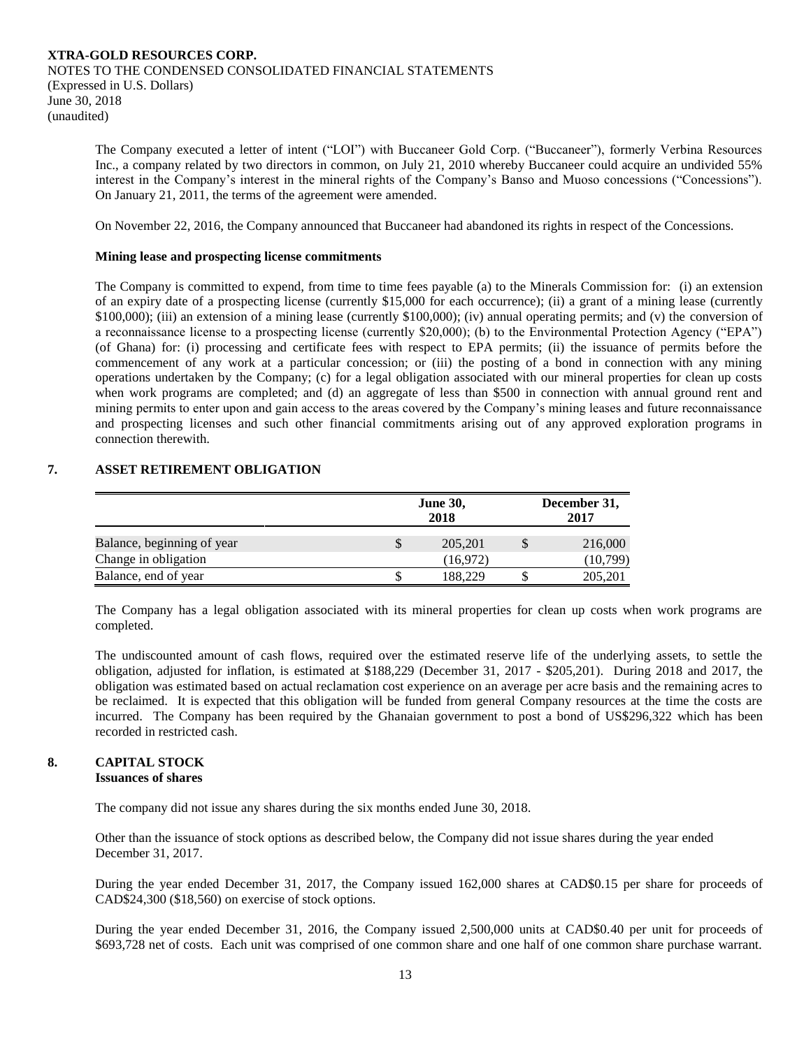The Company executed a letter of intent ("LOI") with Buccaneer Gold Corp. ("Buccaneer"), formerly Verbina Resources Inc., a company related by two directors in common, on July 21, 2010 whereby Buccaneer could acquire an undivided 55% interest in the Company's interest in the mineral rights of the Company's Banso and Muoso concessions ("Concessions"). On January 21, 2011, the terms of the agreement were amended.

On November 22, 2016, the Company announced that Buccaneer had abandoned its rights in respect of the Concessions.

**Mining lease and prospecting license commitments**

The Company is committed to expend, from time to time fees payable (a) to the Minerals Commission for: (i) an extension of an expiry date of a prospecting license (currently $15,000 for each occurrence); (ii) a grant of a mining lease (currently $100,000); (iii) an extension of a mining lease (currently $100,000); (iv) annual operating permits; and (v) the conversion of a reconnaissance license to a prospecting license (currently $20,000); (b) to the Environmental Protection Agency ("EPA") (of Ghana) for: (i) processing and certificate fees with respect to EPA permits; (ii) the issuance of permits before the commencement of any work at a particular concession; or (iii) the posting of a bond in connection with any mining operations undertaken by the Company; (c) for a legal obligation associated with our mineral properties for clean up costs when work programs are completed; and (d) an aggregate of less than $500 in connection with annual ground rent and mining permits to enter upon and gain access to the areas covered by the Company's mining leases and future reconnaissance and prospecting licenses and such other financial commitments arising out of any approved exploration programs in connection therewith.

## 7. ASSET RETIREMENT OBLIGATION

| | June 30, 2018 | December 31, 2017 |
|---|---|---|
| Balance, beginning of year | $ 205,201 | $ 216,000 |
| Change in obligation | (16,972) | (10,799) |
| Balance, end of year | $ 188,229 | $ 205,201 |

The Company has a legal obligation associated with its mineral properties for clean up costs when work programs are completed.

The undiscounted amount of cash flows, required over the estimated reserve life of the underlying assets, to settle the obligation, adjusted for inflation, is estimated at $188,229 (December 31, 2017 - $205,201). During 2018 and 2017, the obligation was estimated based on actual reclamation cost experience on an average per acre basis and the remaining acres to be reclaimed. It is expected that this obligation will be funded from general Company resources at the time the costs are incurred. The Company has been required by the Ghanaian government to post a bond of US$296,322 which has been recorded in restricted cash.

## 8. CAPITAL STOCK

**Issuances of shares**

The company did not issue any shares during the six months ended June 30, 2018.

Other than the issuance of stock options as described below, the Company did not issue shares during the year ended December 31, 2017.

During the year ended December 31, 2017, the Company issued 162,000 shares at CAD$0.15 per share for proceeds of CAD$24,300 ($18,560) on exercise of stock options.

During the year ended December 31, 2016, the Company issued 2,500,000 units at CAD$0.40 per unit for proceeds of $693,728 net of costs. Each unit was comprised of one common share and one half of one common share purchase warrant.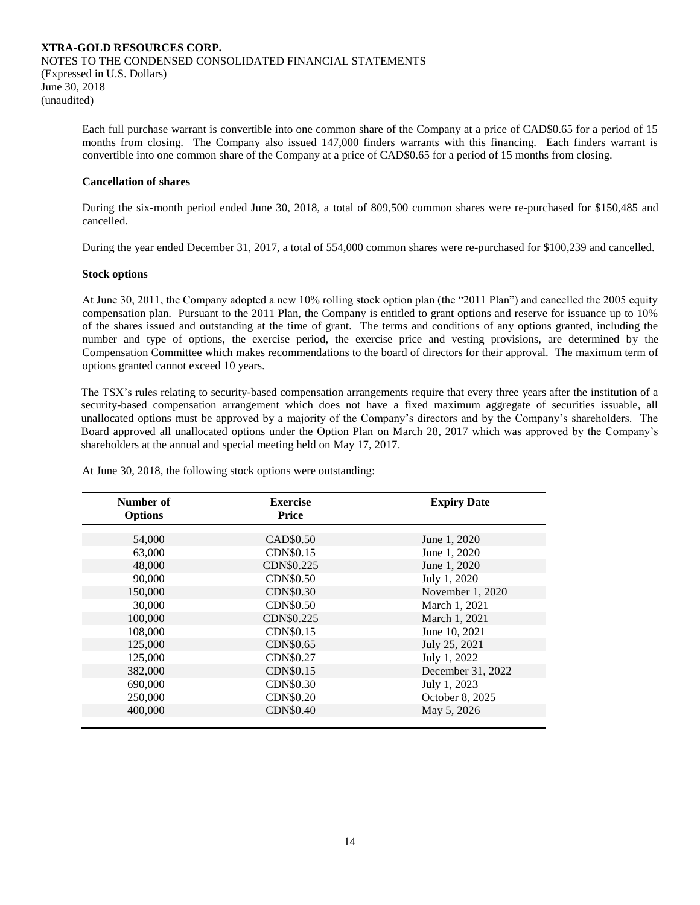Each full purchase warrant is convertible into one common share of the Company at a price of CAD$0.65 for a period of 15 months from closing. The Company also issued 147,000 finders warrants with this financing. Each finders warrant is convertible into one common share of the Company at a price of CAD$0.65 for a period of 15 months from closing.

**Cancellation of shares**

During the six-month period ended June 30, 2018, a total of 809,500 common shares were re-purchased for $150,485 and cancelled.

During the year ended December 31, 2017, a total of 554,000 common shares were re-purchased for $100,239 and cancelled.

**Stock options**

At June 30, 2011, the Company adopted a new 10% rolling stock option plan (the "2011 Plan") and cancelled the 2005 equity compensation plan. Pursuant to the 2011 Plan, the Company is entitled to grant options and reserve for issuance up to 10% of the shares issued and outstanding at the time of grant. The terms and conditions of any options granted, including the number and type of options, the exercise period, the exercise price and vesting provisions, are determined by the Compensation Committee which makes recommendations to the board of directors for their approval. The maximum term of options granted cannot exceed 10 years.

The TSX's rules relating to security-based compensation arrangements require that every three years after the institution of a security-based compensation arrangement which does not have a fixed maximum aggregate of securities issuable, all unallocated options must be approved by a majority of the Company's directors and by the Company's shareholders. The Board approved all unallocated options under the Option Plan on March 28, 2017 which was approved by the Company's shareholders at the annual and special meeting held on May 17, 2017.

At June 30, 2018, the following stock options were outstanding:

| Number of Options | Exercise Price | Expiry Date |
|---|---|---|
| 54,000 | CAD$0.50 | June 1, 2020 |
| 63,000 | CDN$0.15 | June 1, 2020 |
| 48,000 | CDN$0.225 | June 1, 2020 |
| 90,000 | CDN$0.50 | July 1, 2020 |
| 150,000 | CDN$0.30 | November 1, 2020 |
| 30,000 | CDN$0.50 | March 1, 2021 |
| 100,000 | CDN$0.225 | March 1, 2021 |
| 108,000 | CDN$0.15 | June 10, 2021 |
| 125,000 | CDN$0.65 | July 25, 2021 |
| 125,000 | CDN$0.27 | July 1, 2022 |
| 382,000 | CDN$0.15 | December 31, 2022 |
| 690,000 | CDN$0.30 | July 1, 2023 |
| 250,000 | CDN$0.20 | October 8, 2025 |
| 400,000 | CDN$0.40 | May 5, 2026 |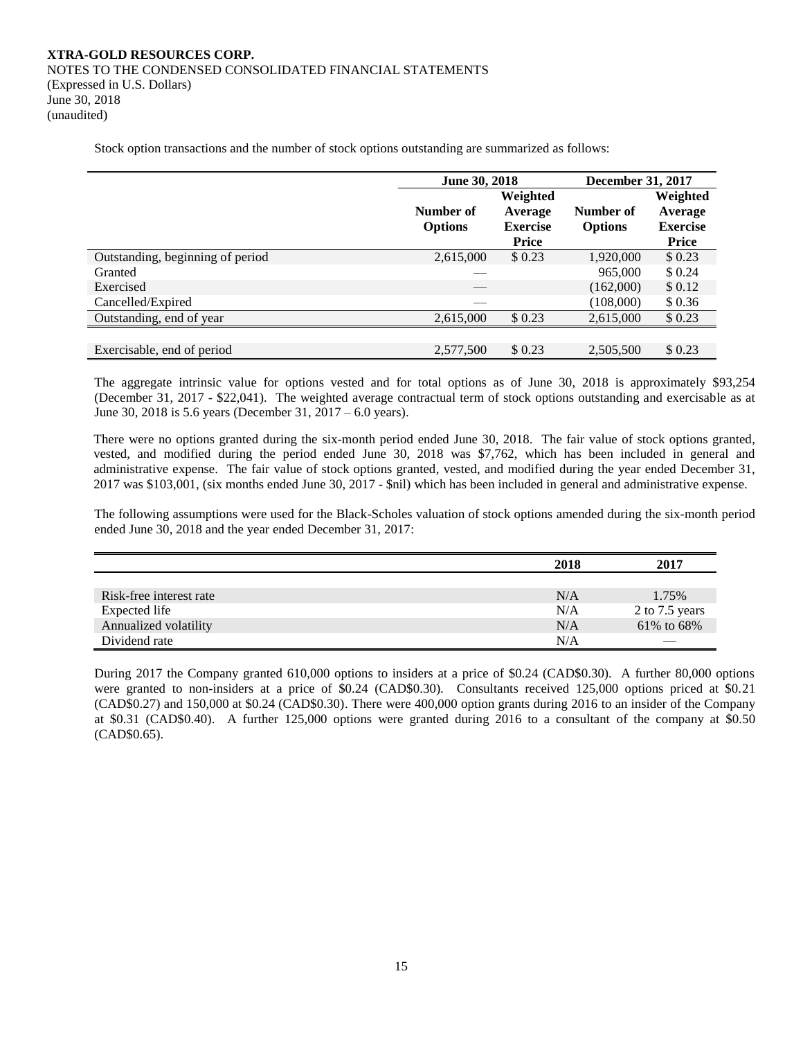**XTRA-GOLD RESOURCES CORP.**
NOTES TO THE CONDENSED CONSOLIDATED FINANCIAL STATEMENTS
(Expressed in U.S. Dollars)
June 30, 2018
(unaudited)

Stock option transactions and the number of stock options outstanding are summarized as follows:

| | June 30, 2018 | | December 31, 2017 | |
|---|---|---|---|---|
| | Number of Options | Weighted Average Exercise Price | Number of Options | Weighted Average Exercise Price |
| Outstanding, beginning of period | 2,615,000 | $ 0.23 | 1,920,000 | $ 0.23 |
| Granted | — | | 965,000 | $ 0.24 |
| Exercised | — | | (162,000) | $ 0.12 |
| Cancelled/Expired | — | | (108,000) | $ 0.36 |
| Outstanding, end of year | 2,615,000 | $ 0.23 | 2,615,000 | $ 0.23 |
| | | | | |
| Exercisable, end of period | 2,577,500 | $ 0.23 | 2,505,500 | $ 0.23 |

The aggregate intrinsic value for options vested and for total options as of June 30, 2018 is approximately $93,254 (December 31, 2017 - $22,041). The weighted average contractual term of stock options outstanding and exercisable as at June 30, 2018 is 5.6 years (December 31, 2017 – 6.0 years).

There were no options granted during the six-month period ended June 30, 2018. The fair value of stock options granted, vested, and modified during the period ended June 30, 2018 was $7,762, which has been included in general and administrative expense. The fair value of stock options granted, vested, and modified during the year ended December 31, 2017 was $103,001, (six months ended June 30, 2017 - $nil) which has been included in general and administrative expense.

The following assumptions were used for the Black-Scholes valuation of stock options amended during the six-month period ended June 30, 2018 and the year ended December 31, 2017:

| | 2018 | 2017 |
|---|---|---|
| Risk-free interest rate | N/A | 1.75% |
| Expected life | N/A | 2 to 7.5 years |
| Annualized volatility | N/A | 61% to 68% |
| Dividend rate | N/A | — |

During 2017 the Company granted 610,000 options to insiders at a price of $0.24 (CAD$0.30). A further 80,000 options were granted to non-insiders at a price of $0.24 (CAD$0.30). Consultants received 125,000 options priced at $0.21 (CAD$0.27) and 150,000 at $0.24 (CAD$0.30). There were 400,000 option grants during 2016 to an insider of the Company at $0.31 (CAD$0.40). A further 125,000 options were granted during 2016 to a consultant of the company at $0.50 (CAD$0.65).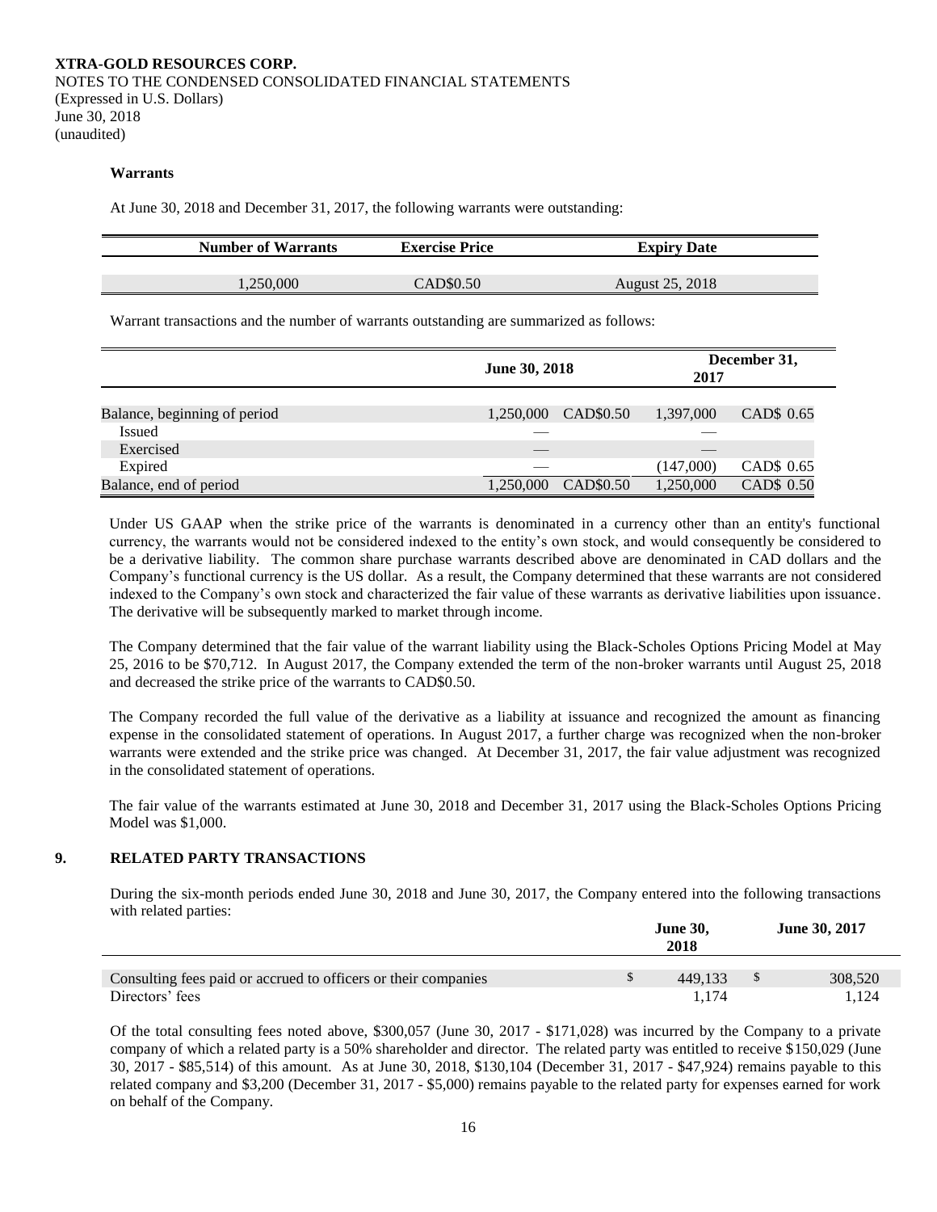**XTRA-GOLD RESOURCES CORP.**
NOTES TO THE CONDENSED CONSOLIDATED FINANCIAL STATEMENTS
(Expressed in U.S. Dollars)
June 30, 2018
(unaudited)

**Warrants**

At June 30, 2018 and December 31, 2017, the following warrants were outstanding:

| Number of Warrants | Exercise Price | Expiry Date |
|---|---|---|
| 1,250,000 | CAD$0.50 | August 25, 2018 |

Warrant transactions and the number of warrants outstanding are summarized as follows:

| | June 30, 2018 | | December 31, 2017 | |
|---|---|---|---|---|
| Balance, beginning of period | 1,250,000 | CAD$0.50 | 1,397,000 | CAD$ 0.65 |
| Issued | — | | — | |
| Exercised | — | | — | |
| Expired | — | | (147,000) | CAD$ 0.65 |
| Balance, end of period | 1,250,000 | CAD$0.50 | 1,250,000 | CAD$ 0.50 |

Under US GAAP when the strike price of the warrants is denominated in a currency other than an entity's functional currency, the warrants would not be considered indexed to the entity's own stock, and would consequently be considered to be a derivative liability. The common share purchase warrants described above are denominated in CAD dollars and the Company's functional currency is the US dollar. As a result, the Company determined that these warrants are not considered indexed to the Company's own stock and characterized the fair value of these warrants as derivative liabilities upon issuance. The derivative will be subsequently marked to market through income.

The Company determined that the fair value of the warrant liability using the Black-Scholes Options Pricing Model at May 25, 2016 to be $70,712. In August 2017, the Company extended the term of the non-broker warrants until August 25, 2018 and decreased the strike price of the warrants to CAD$0.50.

The Company recorded the full value of the derivative as a liability at issuance and recognized the amount as financing expense in the consolidated statement of operations. In August 2017, a further charge was recognized when the non-broker warrants were extended and the strike price was changed. At December 31, 2017, the fair value adjustment was recognized in the consolidated statement of operations.

The fair value of the warrants estimated at June 30, 2018 and December 31, 2017 using the Black-Scholes Options Pricing Model was $1,000.

## 9. RELATED PARTY TRANSACTIONS

During the six-month periods ended June 30, 2018 and June 30, 2017, the Company entered into the following transactions with related parties:

| | June 30, 2018 | June 30, 2017 |
|---|---|---|
| Consulting fees paid or accrued to officers or their companies | $ 449,133 | $ 308,520 |
| Directors' fees | 1,174 | 1,124 |

Of the total consulting fees noted above, $300,057 (June 30, 2017 - $171,028) was incurred by the Company to a private company of which a related party is a 50% shareholder and director. The related party was entitled to receive $150,029 (June 30, 2017 - $85,514) of this amount. As at June 30, 2018, $130,104 (December 31, 2017 - $47,924) remains payable to this related company and $3,200 (December 31, 2017 - $5,000) remains payable to the related party for expenses earned for work on behalf of the Company.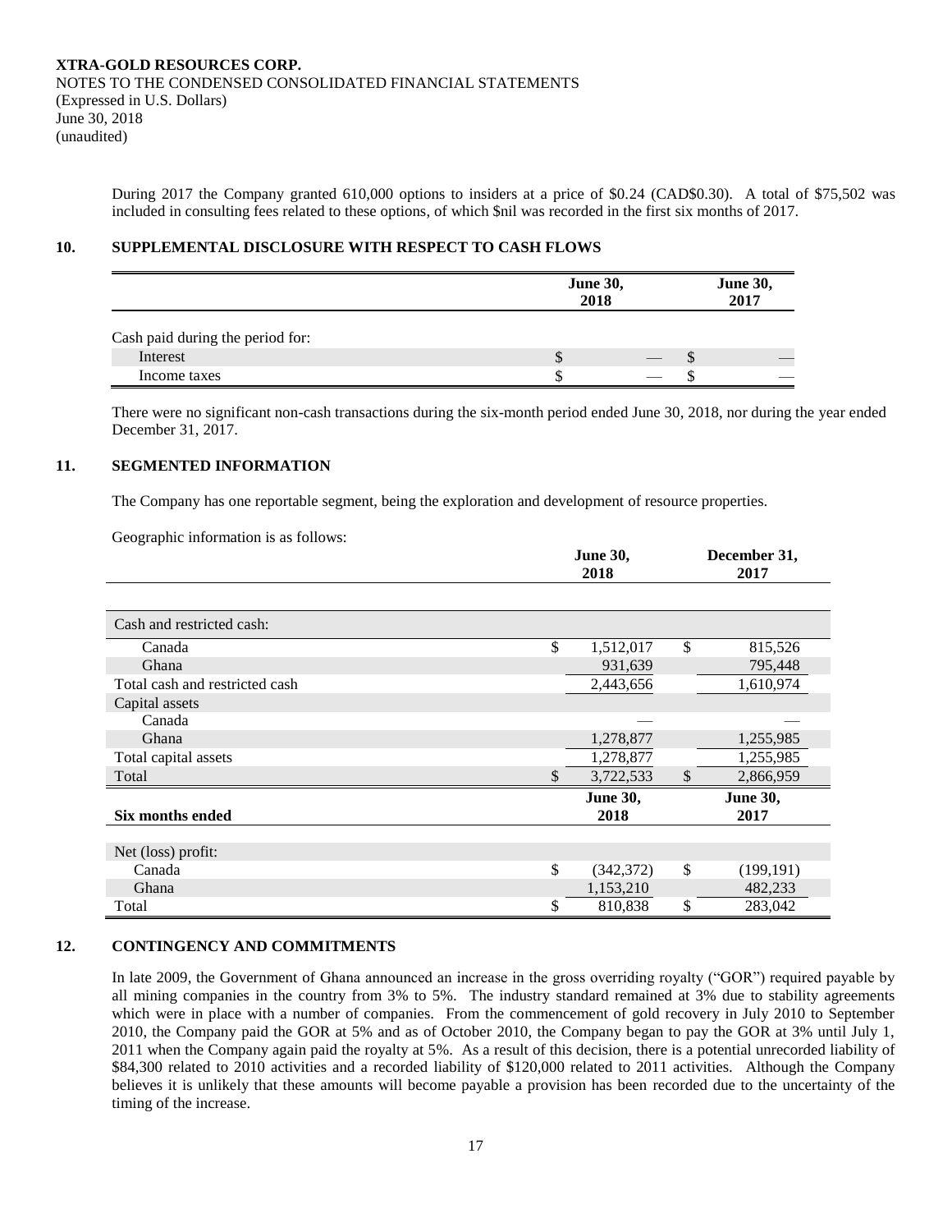During 2017 the Company granted 610,000 options to insiders at a price of $0.24 (CAD$0.30). A total of $75,502 was included in consulting fees related to these options, of which $nil was recorded in the first six months of 2017.

## 10. SUPPLEMENTAL DISCLOSURE WITH RESPECT TO CASH FLOWS

| | June 30, 2018 | June 30, 2017 |
|---|---|---|
| Cash paid during the period for: | | |
| Interest | $ — | $ — |
| Income taxes | $ — | $ — |

There were no significant non-cash transactions during the six-month period ended June 30, 2018, nor during the year ended December 31, 2017.

## 11. SEGMENTED INFORMATION

The Company has one reportable segment, being the exploration and development of resource properties.

Geographic information is as follows:

| | June 30, 2018 | December 31, 2017 |
|---|---|---|
| Cash and restricted cash: | | |
| Canada | $ 1,512,017 | $ 815,526 |
| Ghana | 931,639 | 795,448 |
| Total cash and restricted cash | 2,443,656 | 1,610,974 |
| Capital assets | | |
| Canada | — | — |
| Ghana | 1,278,877 | 1,255,985 |
| Total capital assets | 1,278,877 | 1,255,985 |
| Total | $ 3,722,533 | $ 2,866,959 |

| Six months ended | June 30, 2018 | June 30, 2017 |
|---|---|---|
| Net (loss) profit: | | |
| Canada | $ (342,372) | $ (199,191) |
| Ghana | 1,153,210 | 482,233 |
| Total | $ 810,838 | $ 283,042 |

## 12. CONTINGENCY AND COMMITMENTS

In late 2009, the Government of Ghana announced an increase in the gross overriding royalty ("GOR") required payable by all mining companies in the country from 3% to 5%. The industry standard remained at 3% due to stability agreements which were in place with a number of companies. From the commencement of gold recovery in July 2010 to September 2010, the Company paid the GOR at 5% and as of October 2010, the Company began to pay the GOR at 3% until July 1, 2011 when the Company again paid the royalty at 5%. As a result of this decision, there is a potential unrecorded liability of $84,300 related to 2010 activities and a recorded liability of $120,000 related to 2011 activities. Although the Company believes it is unlikely that these amounts will become payable a provision has been recorded due to the uncertainty of the timing of the increase.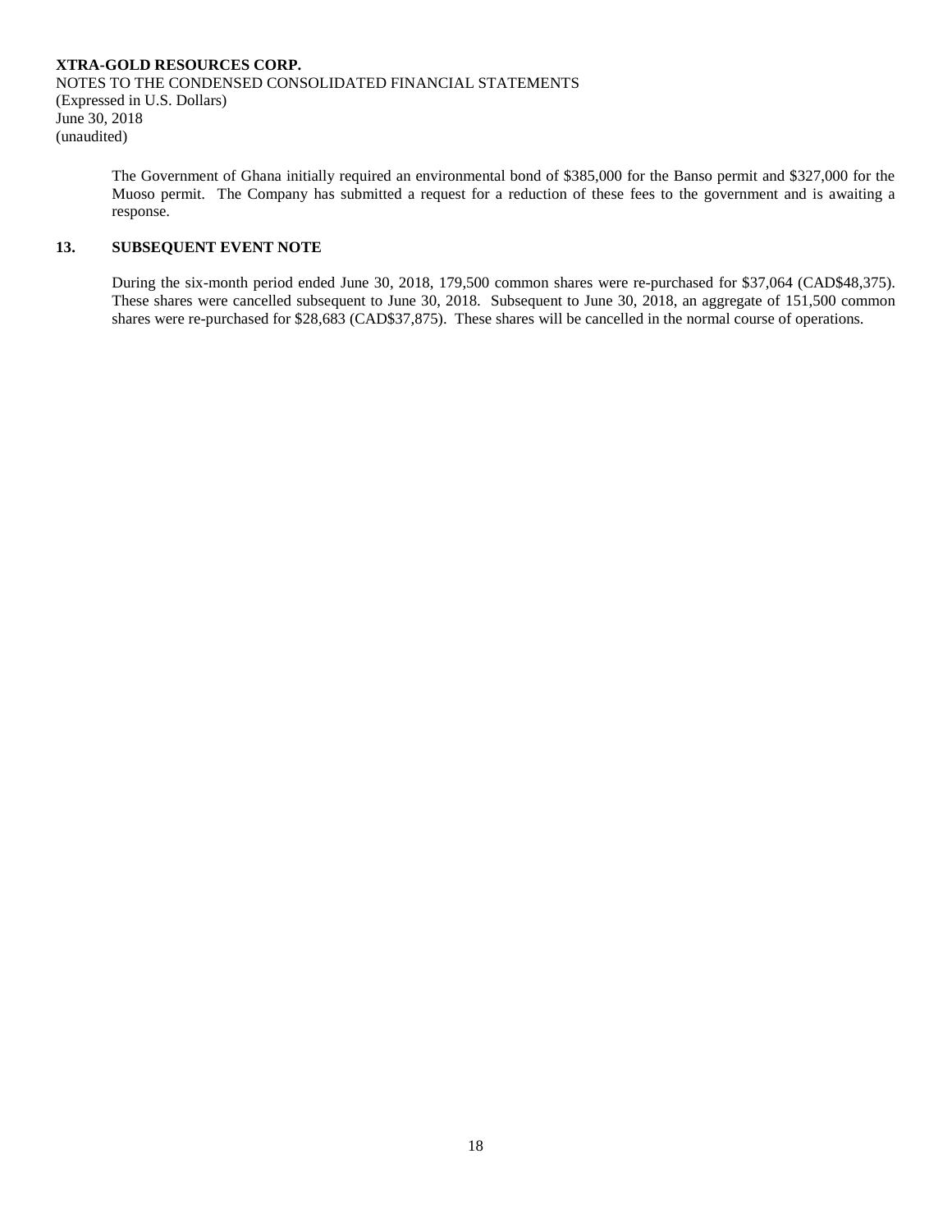The Government of Ghana initially required an environmental bond of $385,000 for the Banso permit and $327,000 for the Muoso permit. The Company has submitted a request for a reduction of these fees to the government and is awaiting a response.

## 13. SUBSEQUENT EVENT NOTE

During the six-month period ended June 30, 2018, 179,500 common shares were re-purchased for $37,064 (CAD$48,375). These shares were cancelled subsequent to June 30, 2018. Subsequent to June 30, 2018, an aggregate of 151,500 common shares were re-purchased for $28,683 (CAD$37,875). These shares will be cancelled in the normal course of operations.